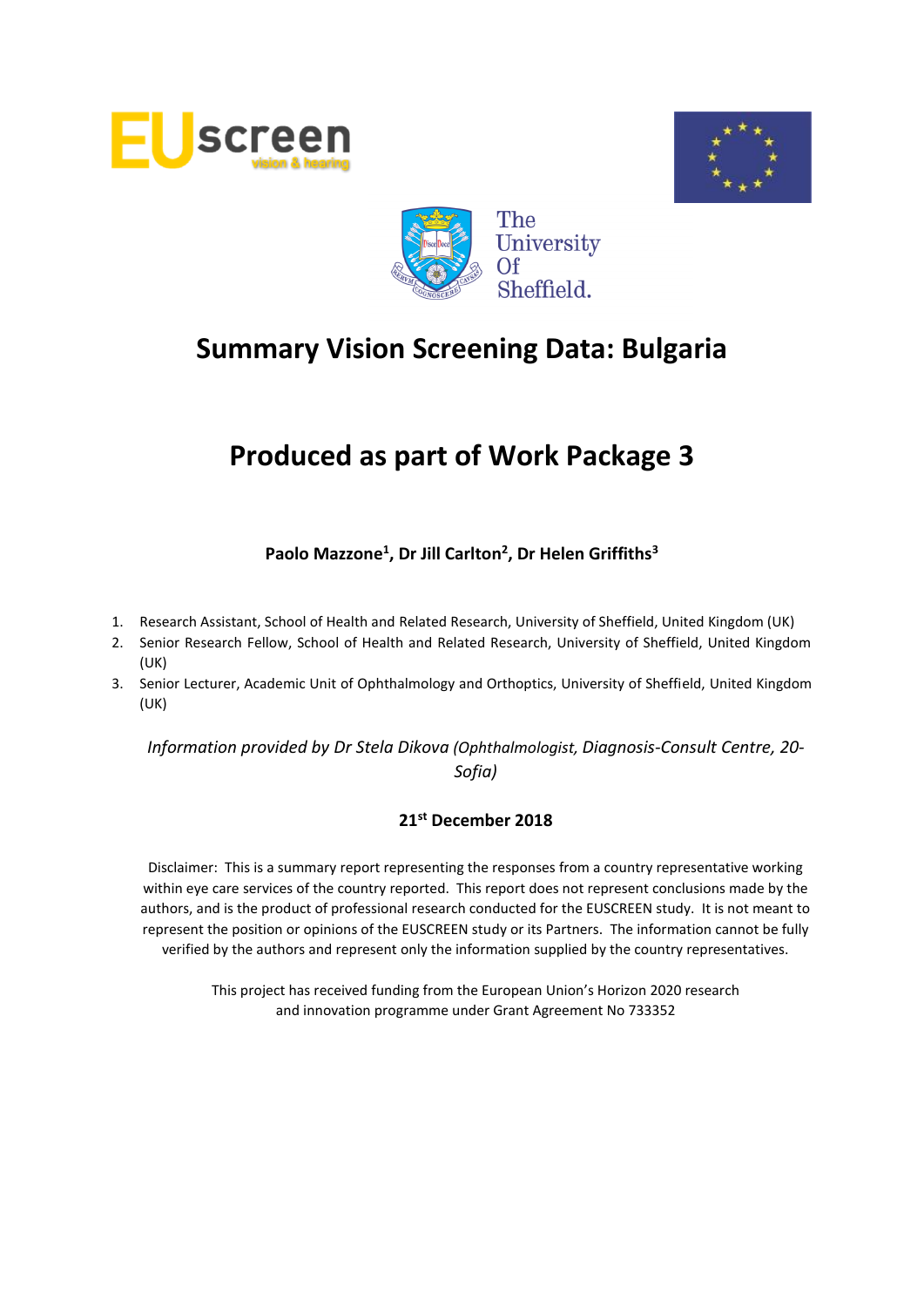# Summary Vision Screening Data: Bulgaria

# Produced as part of Work Package 3

**Paolo Mazzone[1], Dr Jill Carlton[2], Dr Helen Griffiths[3]**

1. Research Assistant, School of Health and Related Research, University of Sheffield, United Kingdom (UK)
2. Senior Research Fellow, School of Health and Related Research, University of Sheffield, United Kingdom (UK)
3. Senior Lecturer, Academic Unit of Ophthalmology and Orthoptics, University of Sheffield, United Kingdom (UK)

*Information provided by Dr Stela Dikova (Ophthalmologist, Diagnosis-Consult Centre, 20-Sofia)*

**21st December 2018**

Disclaimer: This is a summary report representing the responses from a country representative working within eye care services of the country reported. This report does not represent conclusions made by the authors, and is the product of professional research conducted for the EUSCREEN study. It is not meant to represent the position or opinions of the EUSCREEN study or its Partners. The information cannot be fully verified by the authors and represent only the information supplied by the country representatives.

This project has received funding from the European Union's Horizon 2020 research and innovation programme under Grant Agreement No 733352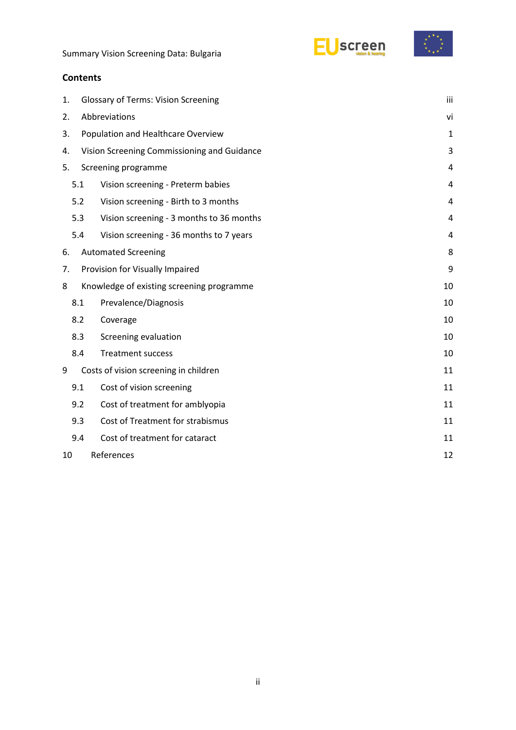## Contents

| | | |
|---|---|---|
| 1. | Glossary of Terms: Vision Screening | iii |
| 2. | Abbreviations | vi |
| 3. | Population and Healthcare Overview | 1 |
| 4. | Vision Screening Commissioning and Guidance | 3 |
| 5. | Screening programme | 4 |
| 5.1 | Vision screening - Preterm babies | 4 |
| 5.2 | Vision screening - Birth to 3 months | 4 |
| 5.3 | Vision screening - 3 months to 36 months | 4 |
| 5.4 | Vision screening - 36 months to 7 years | 4 |
| 6. | Automated Screening | 8 |
| 7. | Provision for Visually Impaired | 9 |
| 8 | Knowledge of existing screening programme | 10 |
| 8.1 | Prevalence/Diagnosis | 10 |
| 8.2 | Coverage | 10 |
| 8.3 | Screening evaluation | 10 |
| 8.4 | Treatment success | 10 |
| 9 | Costs of vision screening in children | 11 |
| 9.1 | Cost of vision screening | 11 |
| 9.2 | Cost of treatment for amblyopia | 11 |
| 9.3 | Cost of Treatment for strabismus | 11 |
| 9.4 | Cost of treatment for cataract | 11 |
| 10 | References | 12 |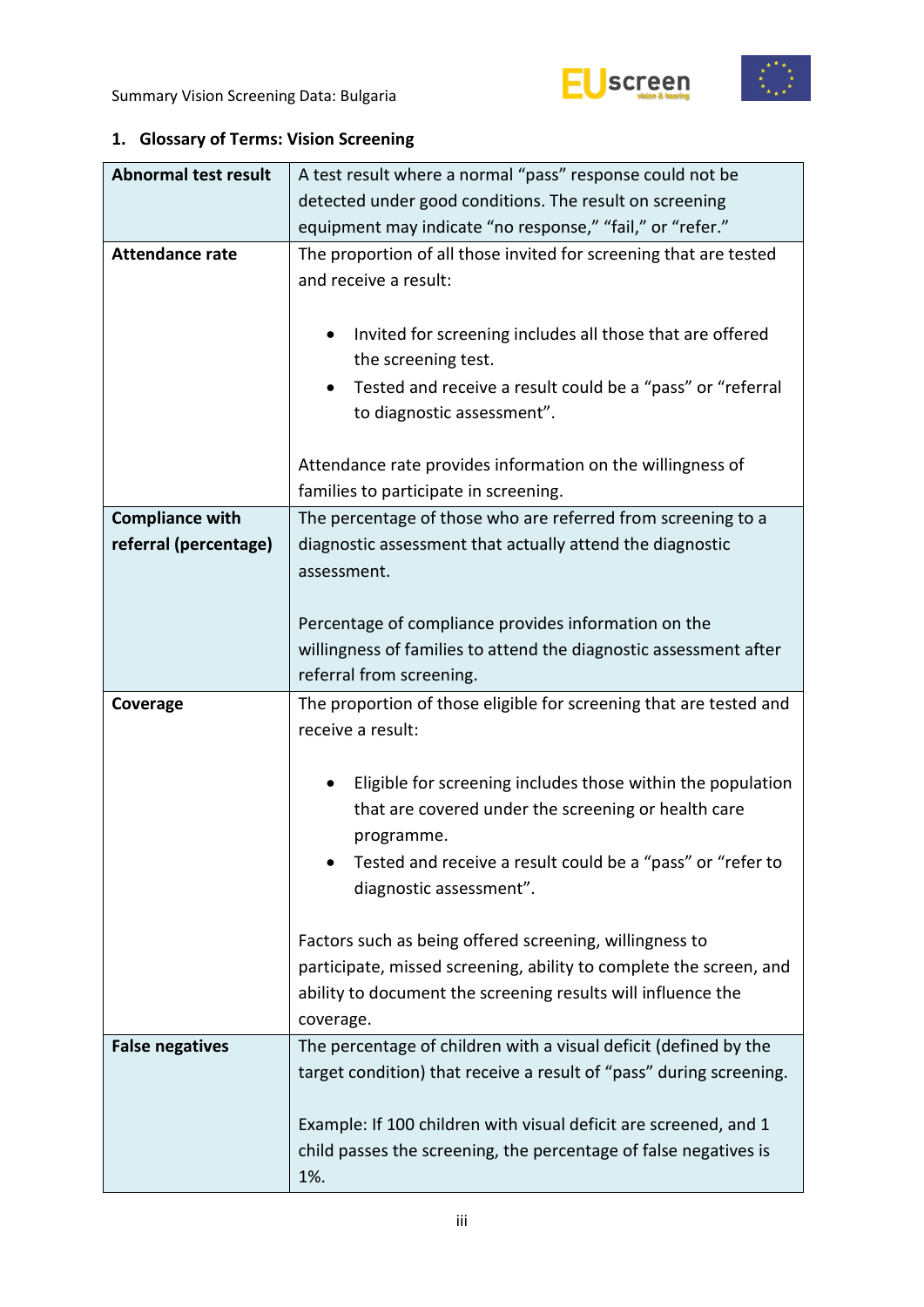## 1. Glossary of Terms: Vision Screening

| Term | Definition |
|---|---|
| **Abnormal test result** | A test result where a normal "pass" response could not be detected under good conditions. The result on screening equipment may indicate "no response," "fail," or "refer." |
| **Attendance rate** | The proportion of all those invited for screening that are tested and receive a result:<br><br>• Invited for screening includes all those that are offered the screening test.<br>• Tested and receive a result could be a "pass" or "referral to diagnostic assessment".<br><br>Attendance rate provides information on the willingness of families to participate in screening. |
| **Compliance with referral (percentage)** | The percentage of those who are referred from screening to a diagnostic assessment that actually attend the diagnostic assessment.<br><br>Percentage of compliance provides information on the willingness of families to attend the diagnostic assessment after referral from screening. |
| **Coverage** | The proportion of those eligible for screening that are tested and receive a result:<br><br>• Eligible for screening includes those within the population that are covered under the screening or health care programme.<br>• Tested and receive a result could be a "pass" or "refer to diagnostic assessment".<br><br>Factors such as being offered screening, willingness to participate, missed screening, ability to complete the screen, and ability to document the screening results will influence the coverage. |
| **False negatives** | The percentage of children with a visual deficit (defined by the target condition) that receive a result of "pass" during screening.<br><br>Example: If 100 children with visual deficit are screened, and 1 child passes the screening, the percentage of false negatives is 1%. |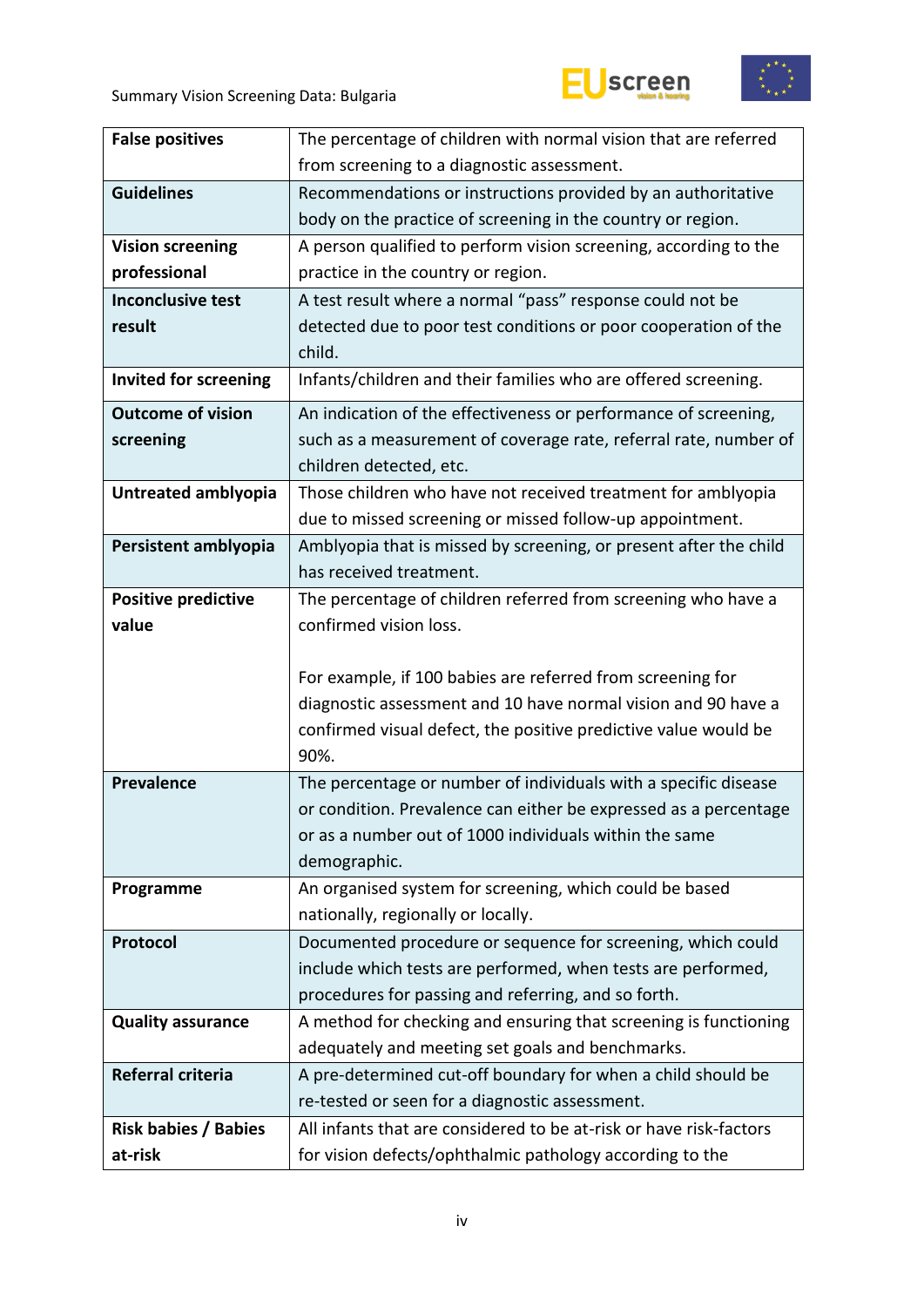| | |
|---|---|
| **False positives** | The percentage of children with normal vision that are referred from screening to a diagnostic assessment. |
| **Guidelines** | Recommendations or instructions provided by an authoritative body on the practice of screening in the country or region. |
| **Vision screening professional** | A person qualified to perform vision screening, according to the practice in the country or region. |
| **Inconclusive test result** | A test result where a normal "pass" response could not be detected due to poor test conditions or poor cooperation of the child. |
| **Invited for screening** | Infants/children and their families who are offered screening. |
| **Outcome of vision screening** | An indication of the effectiveness or performance of screening, such as a measurement of coverage rate, referral rate, number of children detected, etc. |
| **Untreated amblyopia** | Those children who have not received treatment for amblyopia due to missed screening or missed follow-up appointment. |
| **Persistent amblyopia** | Amblyopia that is missed by screening, or present after the child has received treatment. |
| **Positive predictive value** | The percentage of children referred from screening who have a confirmed vision loss.<br><br>For example, if 100 babies are referred from screening for diagnostic assessment and 10 have normal vision and 90 have a confirmed visual defect, the positive predictive value would be 90%. |
| **Prevalence** | The percentage or number of individuals with a specific disease or condition. Prevalence can either be expressed as a percentage or as a number out of 1000 individuals within the same demographic. |
| **Programme** | An organised system for screening, which could be based nationally, regionally or locally. |
| **Protocol** | Documented procedure or sequence for screening, which could include which tests are performed, when tests are performed, procedures for passing and referring, and so forth. |
| **Quality assurance** | A method for checking and ensuring that screening is functioning adequately and meeting set goals and benchmarks. |
| **Referral criteria** | A pre-determined cut-off boundary for when a child should be re-tested or seen for a diagnostic assessment. |
| **Risk babies / Babies at-risk** | All infants that are considered to be at-risk or have risk-factors for vision defects/ophthalmic pathology according to the |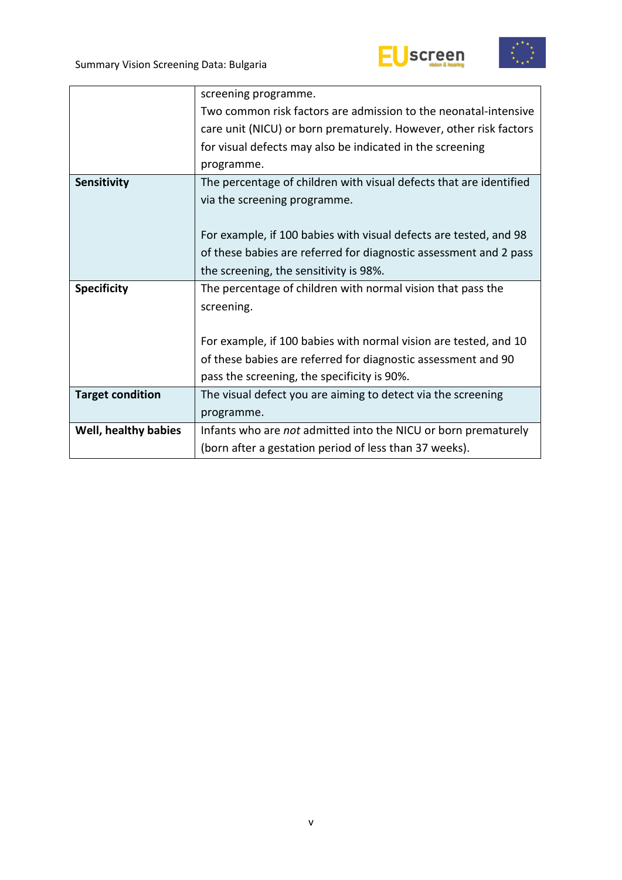| | |
|---|---|
| | screening programme.<br>Two common risk factors are admission to the neonatal-intensive care unit (NICU) or born prematurely. However, other risk factors for visual defects may also be indicated in the screening programme. |
| **Sensitivity** | The percentage of children with visual defects that are identified via the screening programme.<br><br>For example, if 100 babies with visual defects are tested, and 98 of these babies are referred for diagnostic assessment and 2 pass the screening, the sensitivity is 98%. |
| **Specificity** | The percentage of children with normal vision that pass the screening.<br><br>For example, if 100 babies with normal vision are tested, and 10 of these babies are referred for diagnostic assessment and 90 pass the screening, the specificity is 90%. |
| **Target condition** | The visual defect you are aiming to detect via the screening programme. |
| **Well, healthy babies** | Infants who are *not* admitted into the NICU or born prematurely (born after a gestation period of less than 37 weeks). |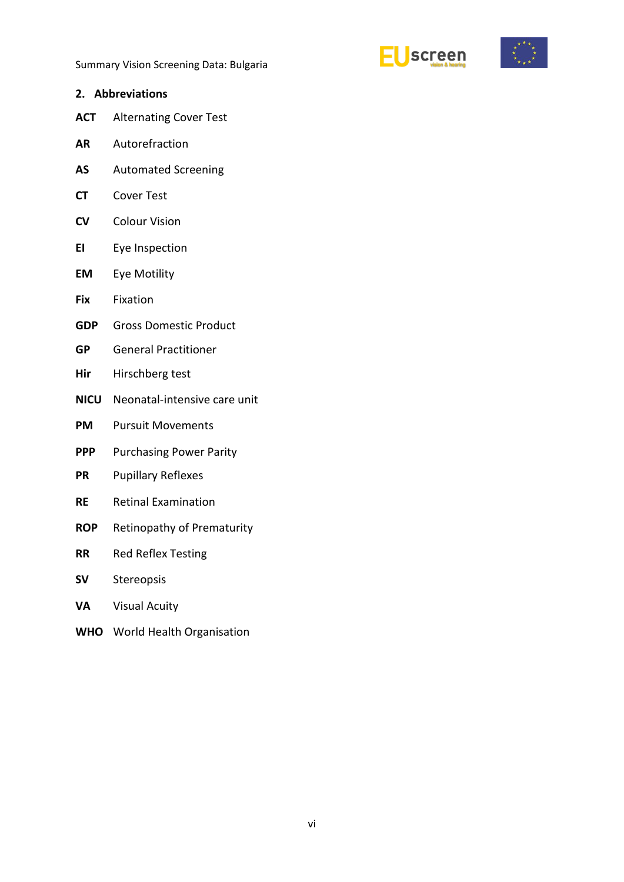## 2. Abbreviations

**ACT** Alternating Cover Test

**AR** Autorefraction

**AS** Automated Screening

**CT** Cover Test

**CV** Colour Vision

**EI** Eye Inspection

**EM** Eye Motility

**Fix** Fixation

**GDP** Gross Domestic Product

**GP** General Practitioner

**Hir** Hirschberg test

**NICU** Neonatal-intensive care unit

**PM** Pursuit Movements

**PPP** Purchasing Power Parity

**PR** Pupillary Reflexes

**RE** Retinal Examination

**ROP** Retinopathy of Prematurity

**RR** Red Reflex Testing

**SV** Stereopsis

**VA** Visual Acuity

**WHO** World Health Organisation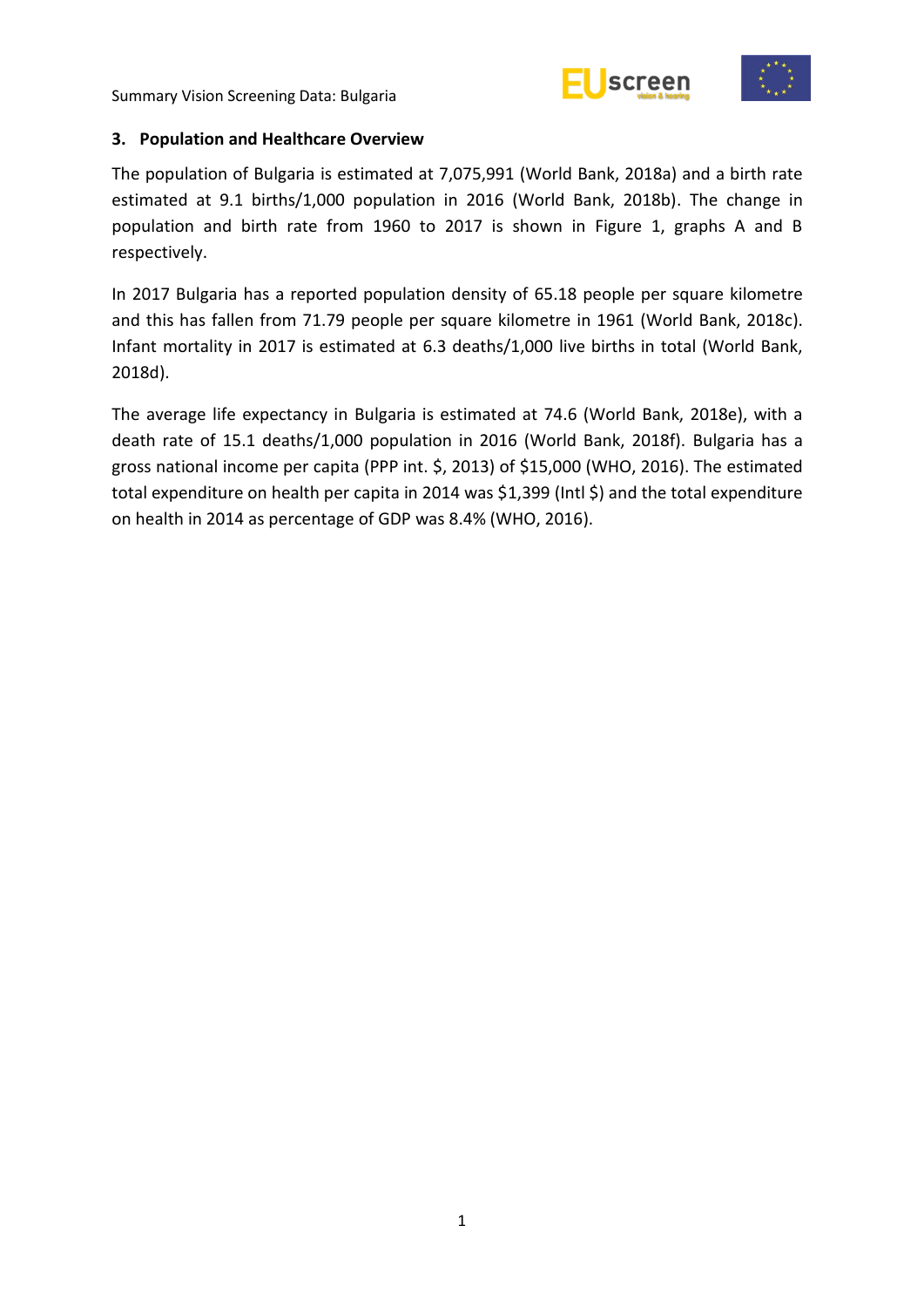## 3. Population and Healthcare Overview

The population of Bulgaria is estimated at 7,075,991 (World Bank, 2018a) and a birth rate estimated at 9.1 births/1,000 population in 2016 (World Bank, 2018b). The change in population and birth rate from 1960 to 2017 is shown in Figure 1, graphs A and B respectively.

In 2017 Bulgaria has a reported population density of 65.18 people per square kilometre and this has fallen from 71.79 people per square kilometre in 1961 (World Bank, 2018c). Infant mortality in 2017 is estimated at 6.3 deaths/1,000 live births in total (World Bank, 2018d).

The average life expectancy in Bulgaria is estimated at 74.6 (World Bank, 2018e), with a death rate of 15.1 deaths/1,000 population in 2016 (World Bank, 2018f). Bulgaria has a gross national income per capita (PPP int. $, 2013) of $15,000 (WHO, 2016). The estimated total expenditure on health per capita in 2014 was $1,399 (Intl $) and the total expenditure on health in 2014 as percentage of GDP was 8.4% (WHO, 2016).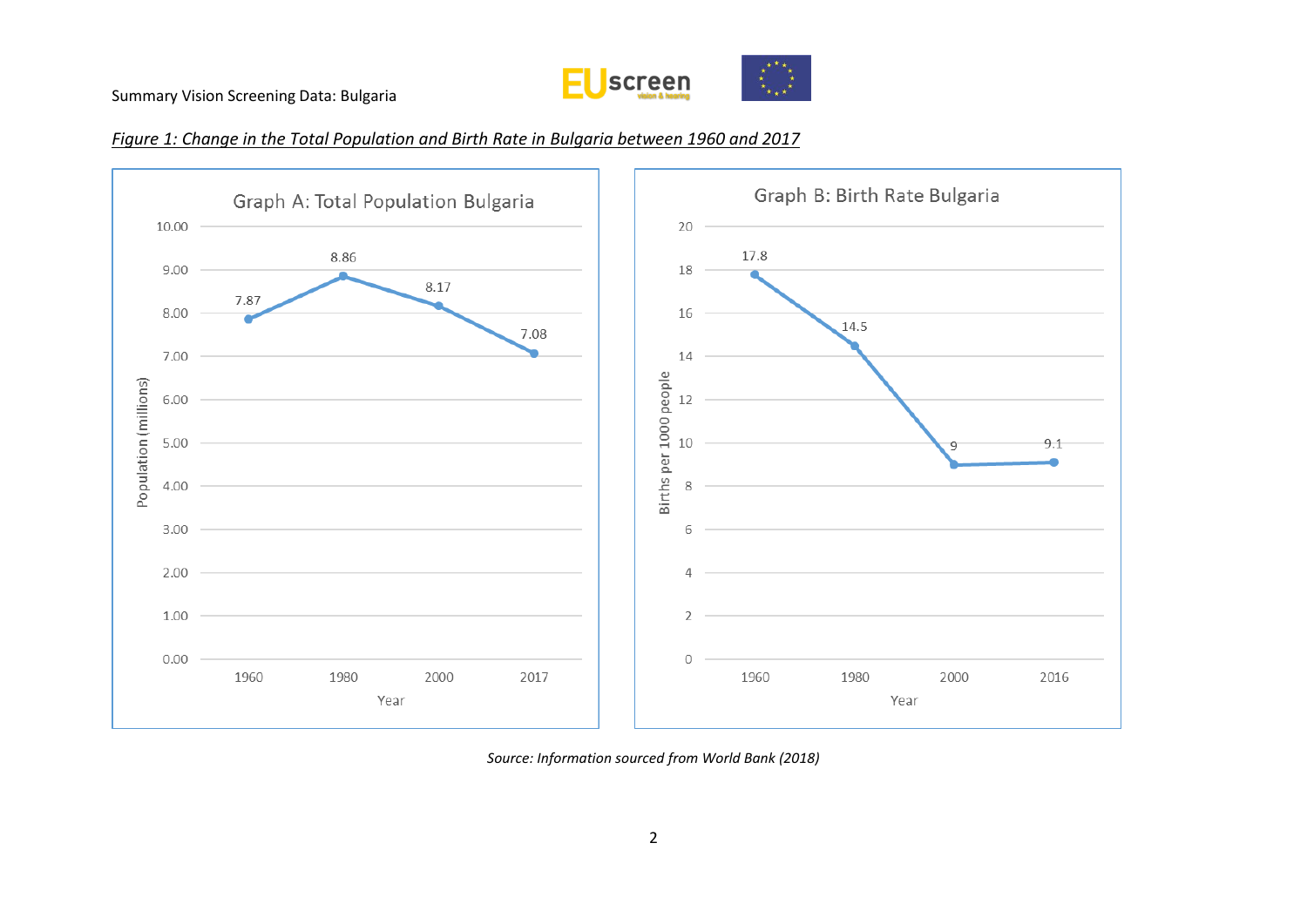*Figure 1: Change in the Total Population and Birth Rate in Bulgaria between 1960 and 2017*

**Graph A: Total Population Bulgaria**

| Year | Population (millions) |
|---|---|
| 1960 | 7.87 |
| 1980 | 8.86 |
| 2000 | 8.17 |
| 2017 | 7.08 |

**Graph B: Birth Rate Bulgaria**

| Year | Births per 1000 people |
|---|---|
| 1960 | 17.8 |
| 1980 | 14.5 |
| 2000 | 9 |
| 2016 | 9.1 |

*Source: Information sourced from World Bank (2018)*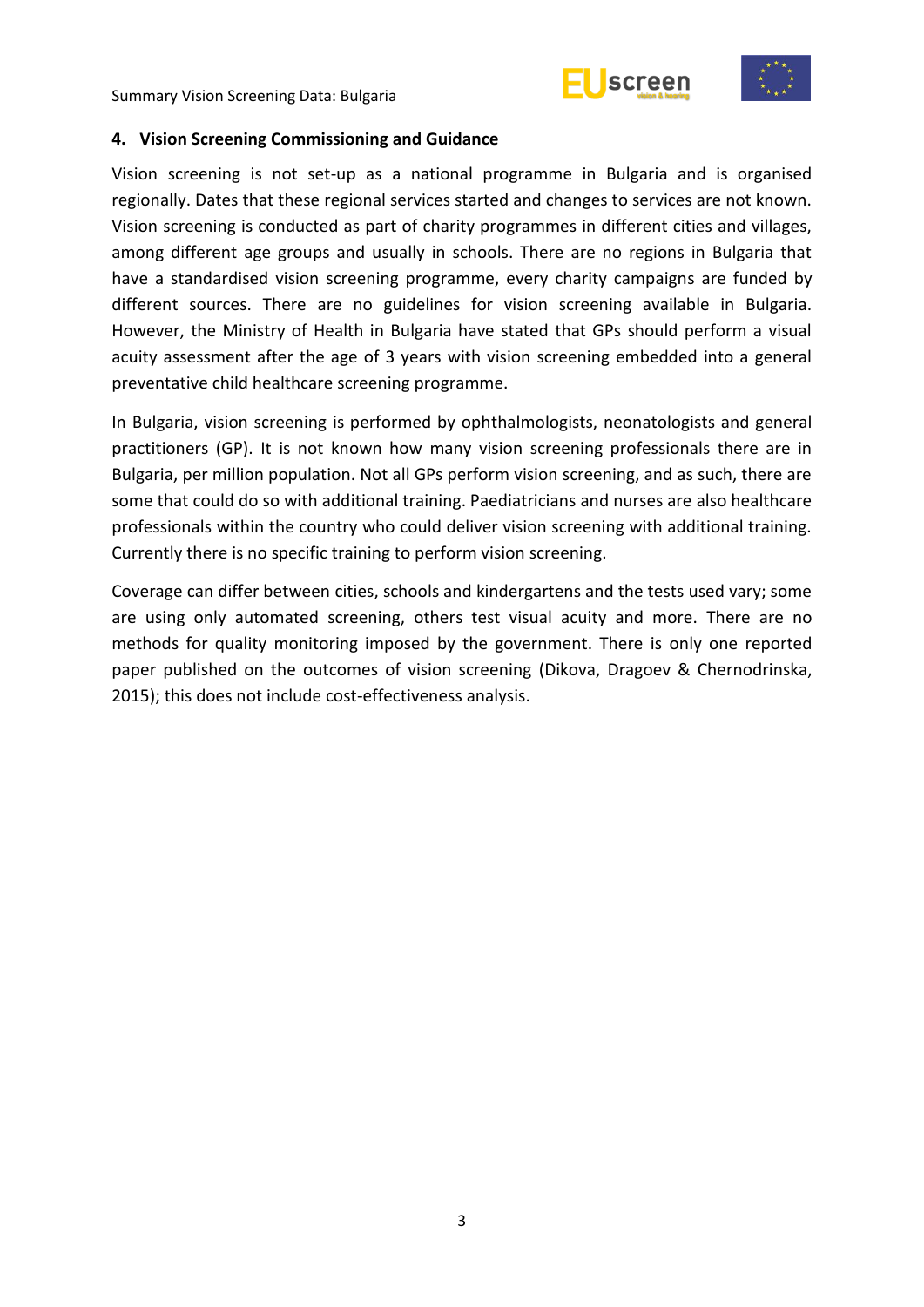## 4. Vision Screening Commissioning and Guidance

Vision screening is not set-up as a national programme in Bulgaria and is organised regionally. Dates that these regional services started and changes to services are not known. Vision screening is conducted as part of charity programmes in different cities and villages, among different age groups and usually in schools. There are no regions in Bulgaria that have a standardised vision screening programme, every charity campaigns are funded by different sources. There are no guidelines for vision screening available in Bulgaria. However, the Ministry of Health in Bulgaria have stated that GPs should perform a visual acuity assessment after the age of 3 years with vision screening embedded into a general preventative child healthcare screening programme.

In Bulgaria, vision screening is performed by ophthalmologists, neonatologists and general practitioners (GP). It is not known how many vision screening professionals there are in Bulgaria, per million population. Not all GPs perform vision screening, and as such, there are some that could do so with additional training. Paediatricians and nurses are also healthcare professionals within the country who could deliver vision screening with additional training. Currently there is no specific training to perform vision screening.

Coverage can differ between cities, schools and kindergartens and the tests used vary; some are using only automated screening, others test visual acuity and more. There are no methods for quality monitoring imposed by the government. There is only one reported paper published on the outcomes of vision screening (Dikova, Dragoev & Chernodrinska, 2015); this does not include cost-effectiveness analysis.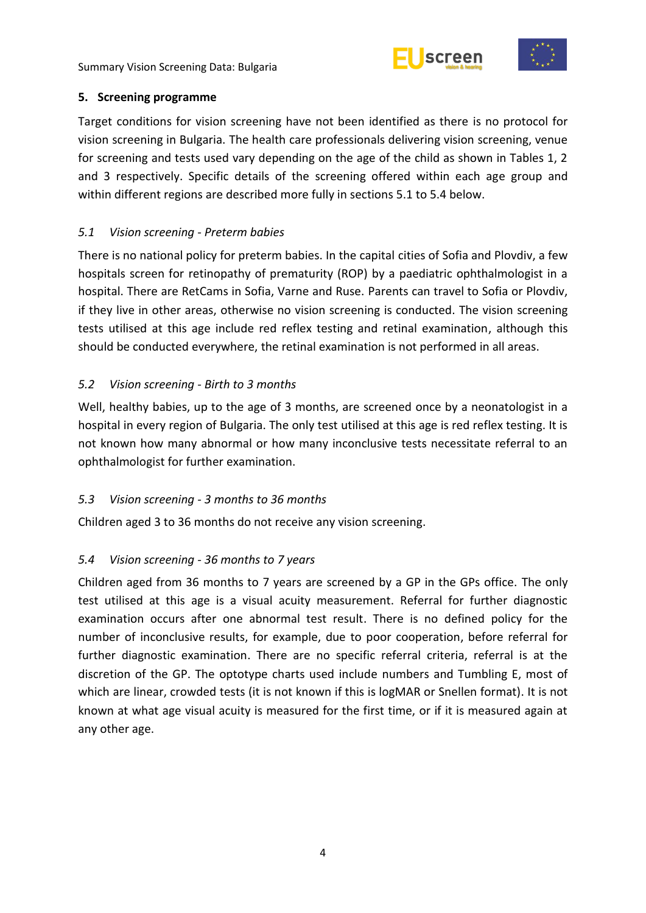## 5. Screening programme

Target conditions for vision screening have not been identified as there is no protocol for vision screening in Bulgaria. The health care professionals delivering vision screening, venue for screening and tests used vary depending on the age of the child as shown in Tables 1, 2 and 3 respectively. Specific details of the screening offered within each age group and within different regions are described more fully in sections 5.1 to 5.4 below.

### *5.1 Vision screening - Preterm babies*

There is no national policy for preterm babies. In the capital cities of Sofia and Plovdiv, a few hospitals screen for retinopathy of prematurity (ROP) by a paediatric ophthalmologist in a hospital. There are RetCams in Sofia, Varne and Ruse. Parents can travel to Sofia or Plovdiv, if they live in other areas, otherwise no vision screening is conducted. The vision screening tests utilised at this age include red reflex testing and retinal examination, although this should be conducted everywhere, the retinal examination is not performed in all areas.

### *5.2 Vision screening - Birth to 3 months*

Well, healthy babies, up to the age of 3 months, are screened once by a neonatologist in a hospital in every region of Bulgaria. The only test utilised at this age is red reflex testing. It is not known how many abnormal or how many inconclusive tests necessitate referral to an ophthalmologist for further examination.

### *5.3 Vision screening - 3 months to 36 months*

Children aged 3 to 36 months do not receive any vision screening.

### *5.4 Vision screening - 36 months to 7 years*

Children aged from 36 months to 7 years are screened by a GP in the GPs office. The only test utilised at this age is a visual acuity measurement. Referral for further diagnostic examination occurs after one abnormal test result. There is no defined policy for the number of inconclusive results, for example, due to poor cooperation, before referral for further diagnostic examination. There are no specific referral criteria, referral is at the discretion of the GP. The optotype charts used include numbers and Tumbling E, most of which are linear, crowded tests (it is not known if this is logMAR or Snellen format). It is not known at what age visual acuity is measured for the first time, or if it is measured again at any other age.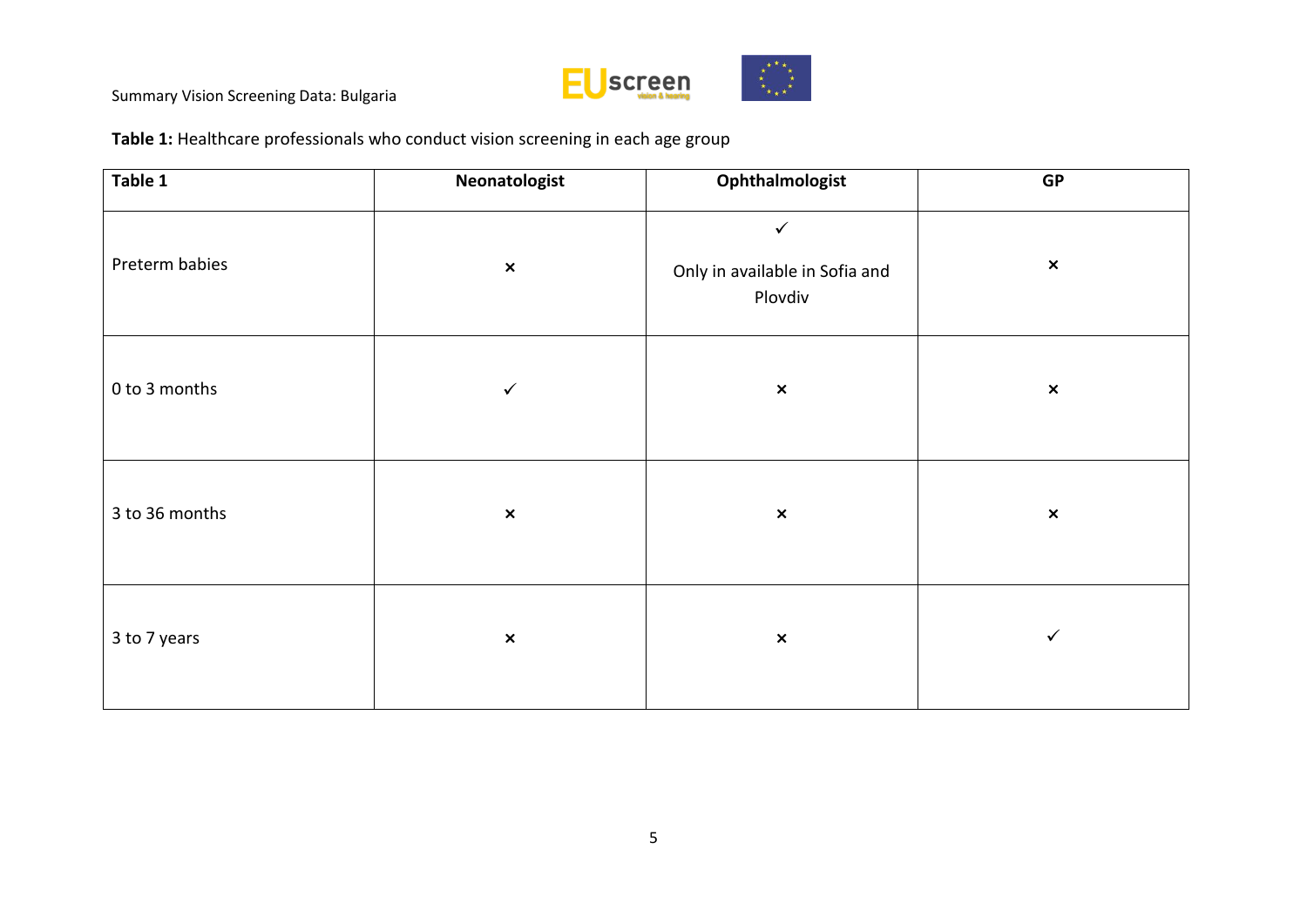**Table 1:** Healthcare professionals who conduct vision screening in each age group

| Table 1 | Neonatologist | Ophthalmologist | GP |
|---|---|---|---|
| Preterm babies | × | ✓ Only in available in Sofia and Plovdiv | × |
| 0 to 3 months | ✓ | × | × |
| 3 to 36 months | × | × | × |
| 3 to 7 years | × | × | ✓ |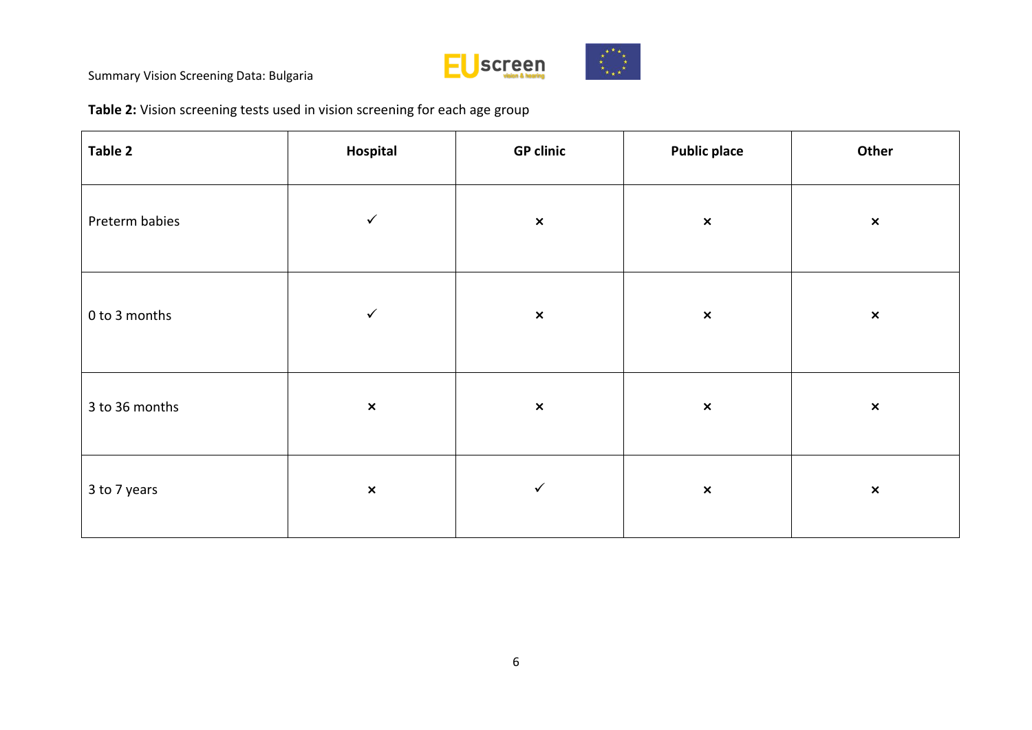**Table 2:** Vision screening tests used in vision screening for each age group

| Table 2 | Hospital | GP clinic | Public place | Other |
| --- | --- | --- | --- | --- |
| Preterm babies | ✓ | × | × | × |
| 0 to 3 months | ✓ | × | × | × |
| 3 to 36 months | × | × | × | × |
| 3 to 7 years | × | ✓ | × | × |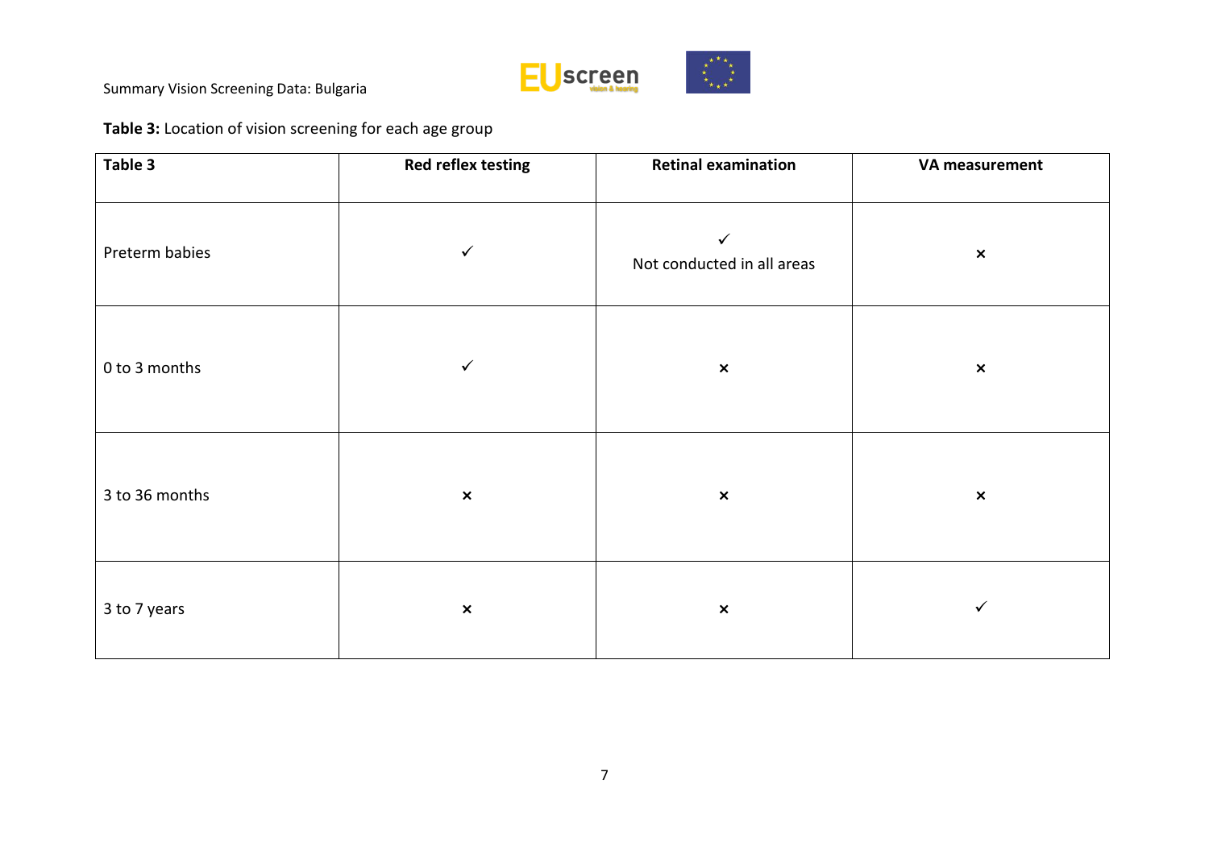**Table 3:** Location of vision screening for each age group

| Table 3 | Red reflex testing | Retinal examination | VA measurement |
|---|---|---|---|
| Preterm babies | ✓ | ✓ Not conducted in all areas | × |
| 0 to 3 months | ✓ | × | × |
| 3 to 36 months | × | × | × |
| 3 to 7 years | × | × | ✓ |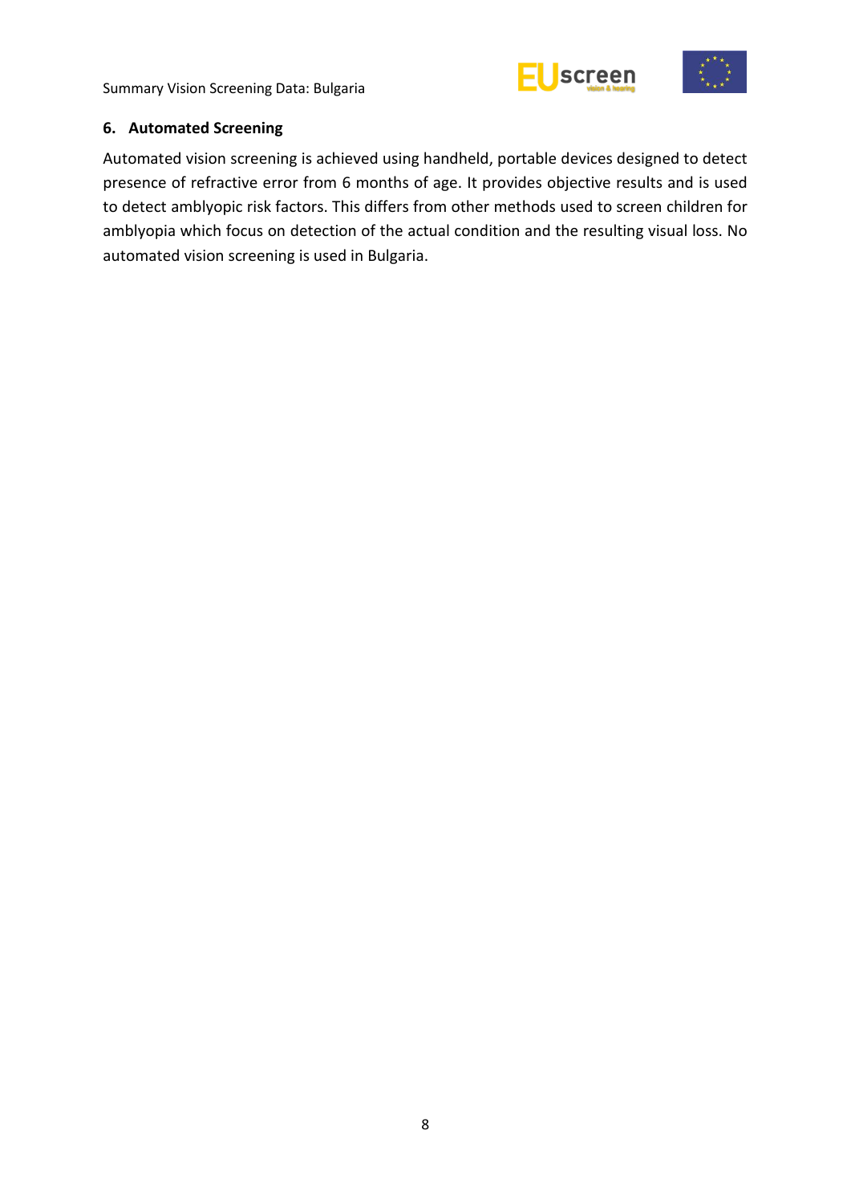## 6. Automated Screening

Automated vision screening is achieved using handheld, portable devices designed to detect presence of refractive error from 6 months of age. It provides objective results and is used to detect amblyopic risk factors. This differs from other methods used to screen children for amblyopia which focus on detection of the actual condition and the resulting visual loss. No automated vision screening is used in Bulgaria.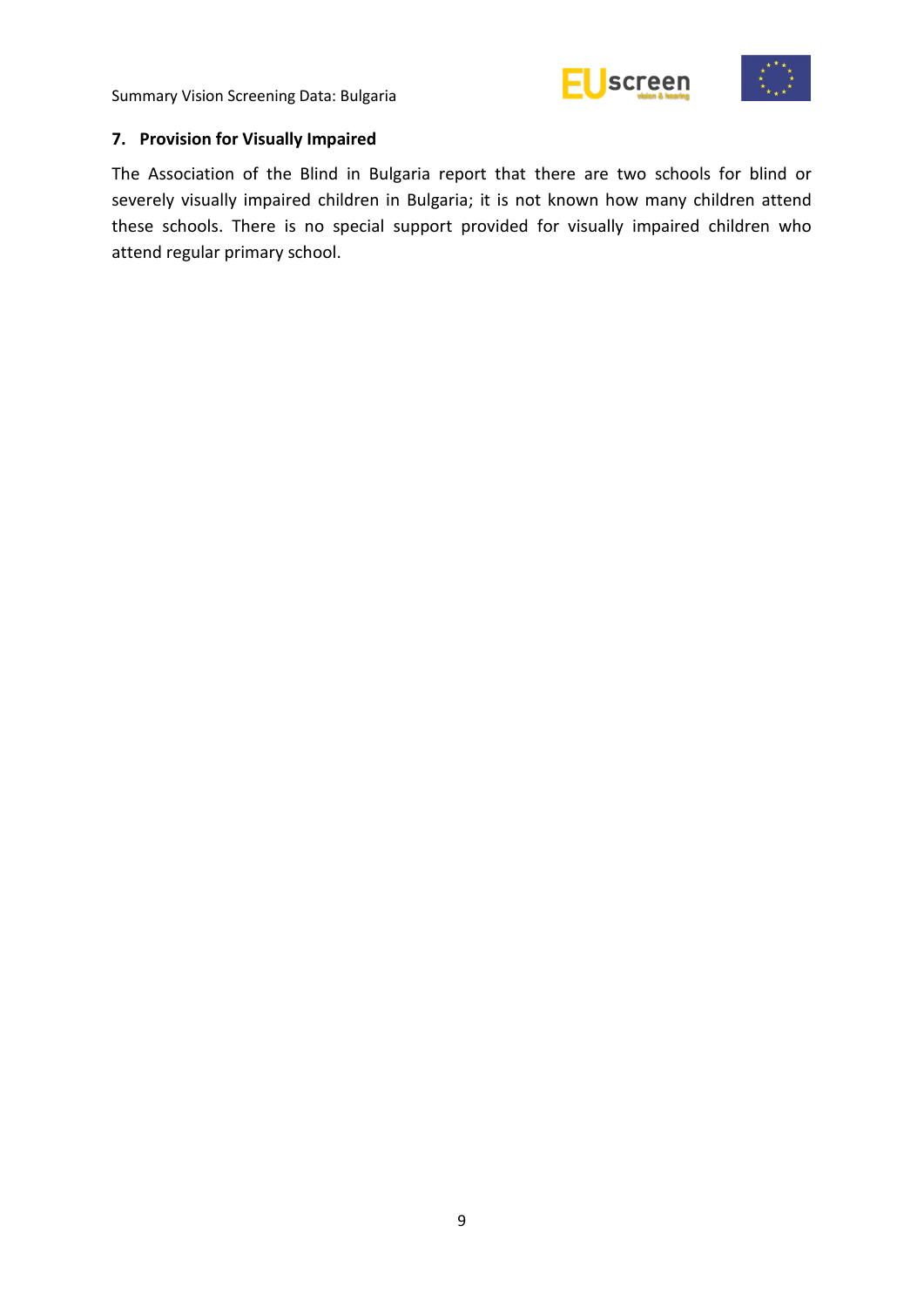## 7. Provision for Visually Impaired

The Association of the Blind in Bulgaria report that there are two schools for blind or severely visually impaired children in Bulgaria; it is not known how many children attend these schools. There is no special support provided for visually impaired children who attend regular primary school.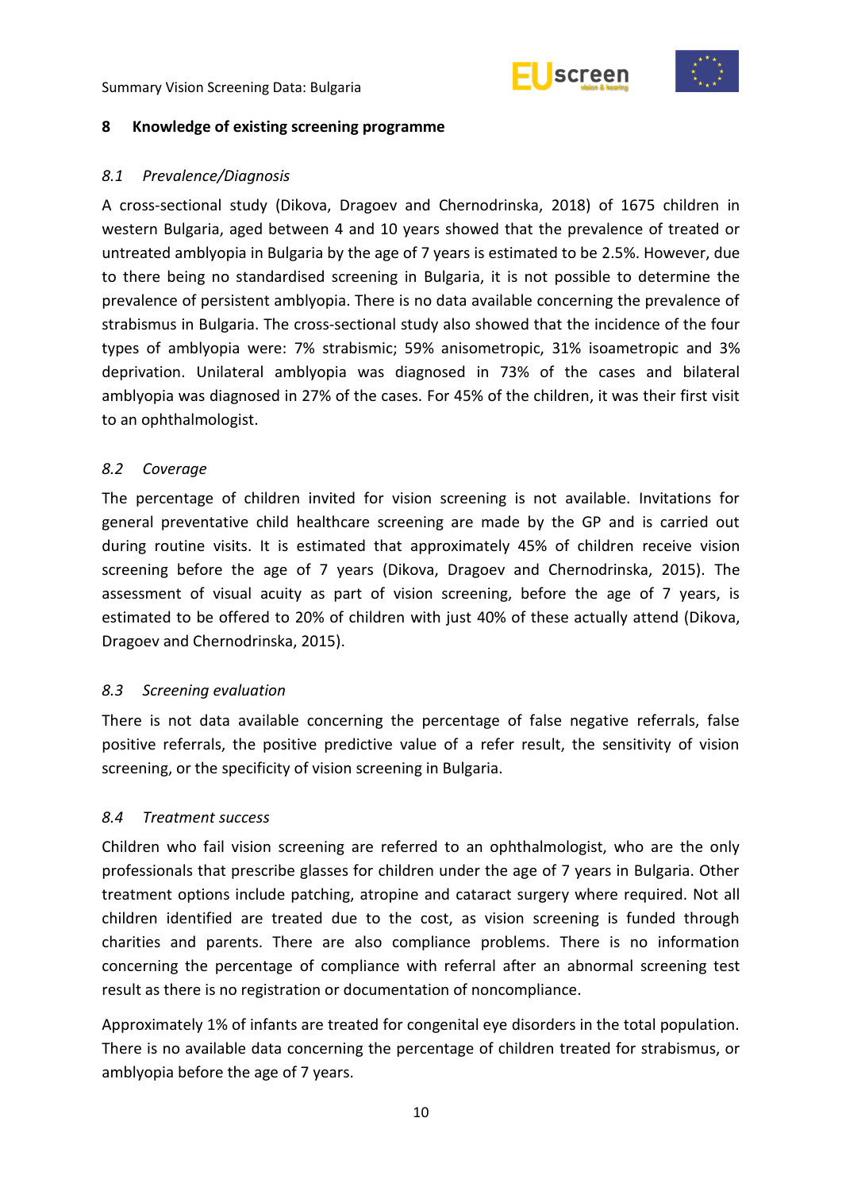## 8 Knowledge of existing screening programme

### *8.1 Prevalence/Diagnosis*

A cross-sectional study (Dikova, Dragoev and Chernodrinska, 2018) of 1675 children in western Bulgaria, aged between 4 and 10 years showed that the prevalence of treated or untreated amblyopia in Bulgaria by the age of 7 years is estimated to be 2.5%. However, due to there being no standardised screening in Bulgaria, it is not possible to determine the prevalence of persistent amblyopia. There is no data available concerning the prevalence of strabismus in Bulgaria. The cross-sectional study also showed that the incidence of the four types of amblyopia were: 7% strabismic; 59% anisometropic, 31% isoametropic and 3% deprivation. Unilateral amblyopia was diagnosed in 73% of the cases and bilateral amblyopia was diagnosed in 27% of the cases. For 45% of the children, it was their first visit to an ophthalmologist.

### *8.2 Coverage*

The percentage of children invited for vision screening is not available. Invitations for general preventative child healthcare screening are made by the GP and is carried out during routine visits. It is estimated that approximately 45% of children receive vision screening before the age of 7 years (Dikova, Dragoev and Chernodrinska, 2015). The assessment of visual acuity as part of vision screening, before the age of 7 years, is estimated to be offered to 20% of children with just 40% of these actually attend (Dikova, Dragoev and Chernodrinska, 2015).

### *8.3 Screening evaluation*

There is not data available concerning the percentage of false negative referrals, false positive referrals, the positive predictive value of a refer result, the sensitivity of vision screening, or the specificity of vision screening in Bulgaria.

### *8.4 Treatment success*

Children who fail vision screening are referred to an ophthalmologist, who are the only professionals that prescribe glasses for children under the age of 7 years in Bulgaria. Other treatment options include patching, atropine and cataract surgery where required. Not all children identified are treated due to the cost, as vision screening is funded through charities and parents. There are also compliance problems. There is no information concerning the percentage of compliance with referral after an abnormal screening test result as there is no registration or documentation of noncompliance.

Approximately 1% of infants are treated for congenital eye disorders in the total population. There is no available data concerning the percentage of children treated for strabismus, or amblyopia before the age of 7 years.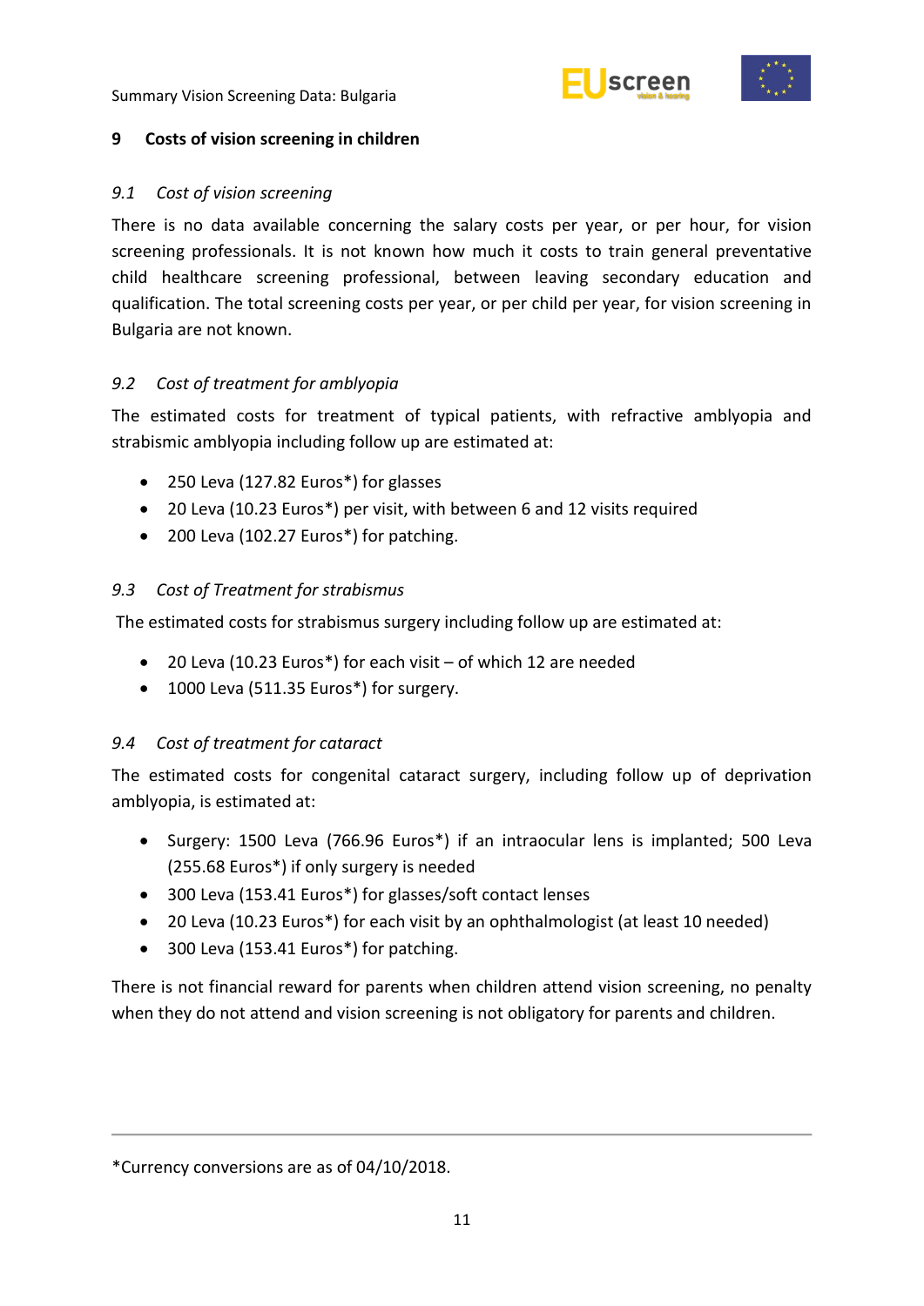## 9 Costs of vision screening in children

### *9.1 Cost of vision screening*

There is no data available concerning the salary costs per year, or per hour, for vision screening professionals. It is not known how much it costs to train general preventative child healthcare screening professional, between leaving secondary education and qualification. The total screening costs per year, or per child per year, for vision screening in Bulgaria are not known.

### *9.2 Cost of treatment for amblyopia*

The estimated costs for treatment of typical patients, with refractive amblyopia and strabismic amblyopia including follow up are estimated at:

- 250 Leva (127.82 Euros*) for glasses
- 20 Leva (10.23 Euros*) per visit, with between 6 and 12 visits required
- 200 Leva (102.27 Euros*) for patching.

### *9.3 Cost of Treatment for strabismus*

The estimated costs for strabismus surgery including follow up are estimated at:

- 20 Leva (10.23 Euros*) for each visit – of which 12 are needed
- 1000 Leva (511.35 Euros*) for surgery.

### *9.4 Cost of treatment for cataract*

The estimated costs for congenital cataract surgery, including follow up of deprivation amblyopia, is estimated at:

- Surgery: 1500 Leva (766.96 Euros*) if an intraocular lens is implanted; 500 Leva (255.68 Euros*) if only surgery is needed
- 300 Leva (153.41 Euros*) for glasses/soft contact lenses
- 20 Leva (10.23 Euros*) for each visit by an ophthalmologist (at least 10 needed)
- 300 Leva (153.41 Euros*) for patching.

There is not financial reward for parents when children attend vision screening, no penalty when they do not attend and vision screening is not obligatory for parents and children.

---

*Currency conversions are as of 04/10/2018.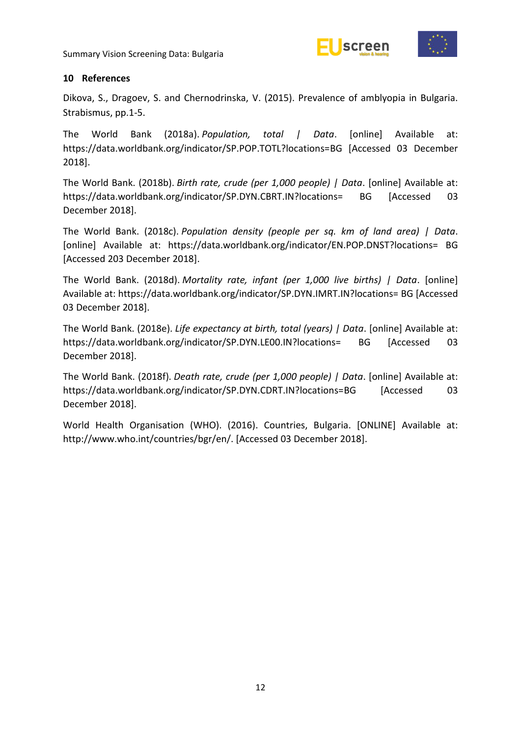## 10 References

Dikova, S., Dragoev, S. and Chernodrinska, V. (2015). Prevalence of amblyopia in Bulgaria. Strabismus, pp.1-5.

The World Bank (2018a). *Population, total | Data*. [online] Available at: https://data.worldbank.org/indicator/SP.POP.TOTL?locations=BG [Accessed 03 December 2018].

The World Bank. (2018b). *Birth rate, crude (per 1,000 people) | Data*. [online] Available at: https://data.worldbank.org/indicator/SP.DYN.CBRT.IN?locations= BG [Accessed 03 December 2018].

The World Bank. (2018c). *Population density (people per sq. km of land area) | Data*. [online] Available at: https://data.worldbank.org/indicator/EN.POP.DNST?locations= BG [Accessed 203 December 2018].

The World Bank. (2018d). *Mortality rate, infant (per 1,000 live births) | Data*. [online] Available at: https://data.worldbank.org/indicator/SP.DYN.IMRT.IN?locations= BG [Accessed 03 December 2018].

The World Bank. (2018e). *Life expectancy at birth, total (years) | Data*. [online] Available at: https://data.worldbank.org/indicator/SP.DYN.LE00.IN?locations= BG [Accessed 03 December 2018].

The World Bank. (2018f). *Death rate, crude (per 1,000 people) | Data*. [online] Available at: https://data.worldbank.org/indicator/SP.DYN.CDRT.IN?locations=BG [Accessed 03 December 2018].

World Health Organisation (WHO). (2016). Countries, Bulgaria. [ONLINE] Available at: http://www.who.int/countries/bgr/en/. [Accessed 03 December 2018].